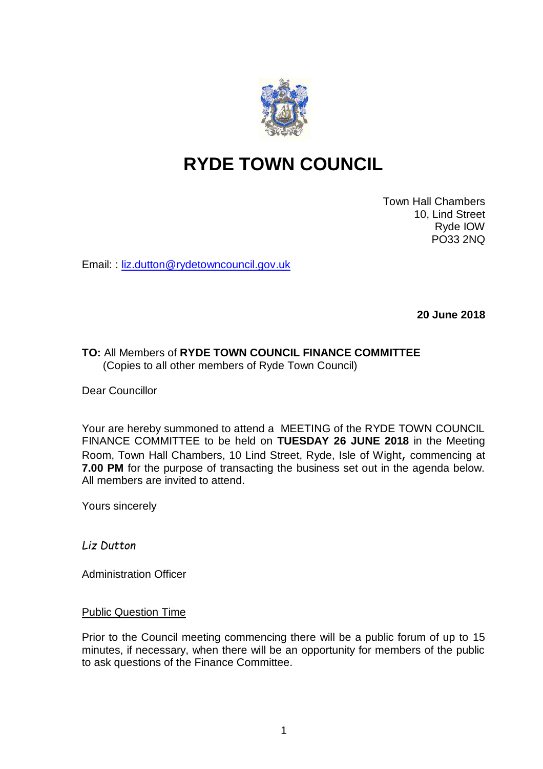# RYDE TOWN COUNCIL

Town Hall Chambers
10, Lind Street
Ryde IOW
PO33 2NQ

Email: : liz.dutton@rydetowncouncil.gov.uk

**20 June 2018**

**TO:** All Members of **RYDE TOWN COUNCIL FINANCE COMMITTEE**
(Copies to all other members of Ryde Town Council)

Dear Councillor

Your are hereby summoned to attend a MEETING of the RYDE TOWN COUNCIL FINANCE COMMITTEE to be held on **TUESDAY 26 JUNE 2018** in the Meeting Room, Town Hall Chambers, 10 Lind Street, Ryde, Isle of Wight, commencing at **7.00 PM** for the purpose of transacting the business set out in the agenda below. All members are invited to attend.

Yours sincerely

*Liz Dutton*

Administration Officer

Public Question Time

Prior to the Council meeting commencing there will be a public forum of up to 15 minutes, if necessary, when there will be an opportunity for members of the public to ask questions of the Finance Committee.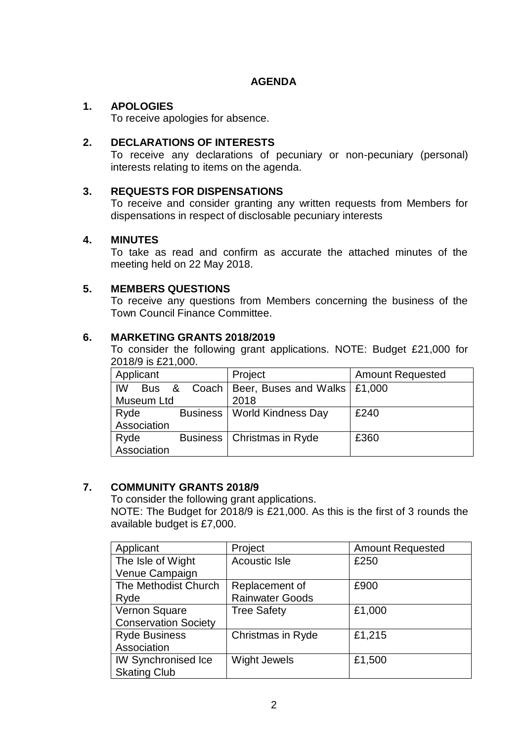# AGENDA

## 1. APOLOGIES

To receive apologies for absence.

## 2. DECLARATIONS OF INTERESTS

To receive any declarations of pecuniary or non-pecuniary (personal) interests relating to items on the agenda.

## 3. REQUESTS FOR DISPENSATIONS

To receive and consider granting any written requests from Members for dispensations in respect of disclosable pecuniary interests

## 4. MINUTES

To take as read and confirm as accurate the attached minutes of the meeting held on 22 May 2018.

## 5. MEMBERS QUESTIONS

To receive any questions from Members concerning the business of the Town Council Finance Committee.

## 6. MARKETING GRANTS 2018/2019

To consider the following grant applications. NOTE: Budget £21,000 for 2018/9 is £21,000.

| Applicant | Project | Amount Requested |
|---|---|---|
| IW Bus & Coach Museum Ltd | Beer, Buses and Walks 2018 | £1,000 |
| Ryde Business Association | World Kindness Day | £240 |
| Ryde Business Association | Christmas in Ryde | £360 |

## 7. COMMUNITY GRANTS 2018/9

To consider the following grant applications.

NOTE: The Budget for 2018/9 is £21,000. As this is the first of 3 rounds the available budget is £7,000.

| Applicant | Project | Amount Requested |
|---|---|---|
| The Isle of Wight Venue Campaign | Acoustic Isle | £250 |
| The Methodist Church Ryde | Replacement of Rainwater Goods | £900 |
| Vernon Square Conservation Society | Tree Safety | £1,000 |
| Ryde Business Association | Christmas in Ryde | £1,215 |
| IW Synchronised Ice Skating Club | Wight Jewels | £1,500 |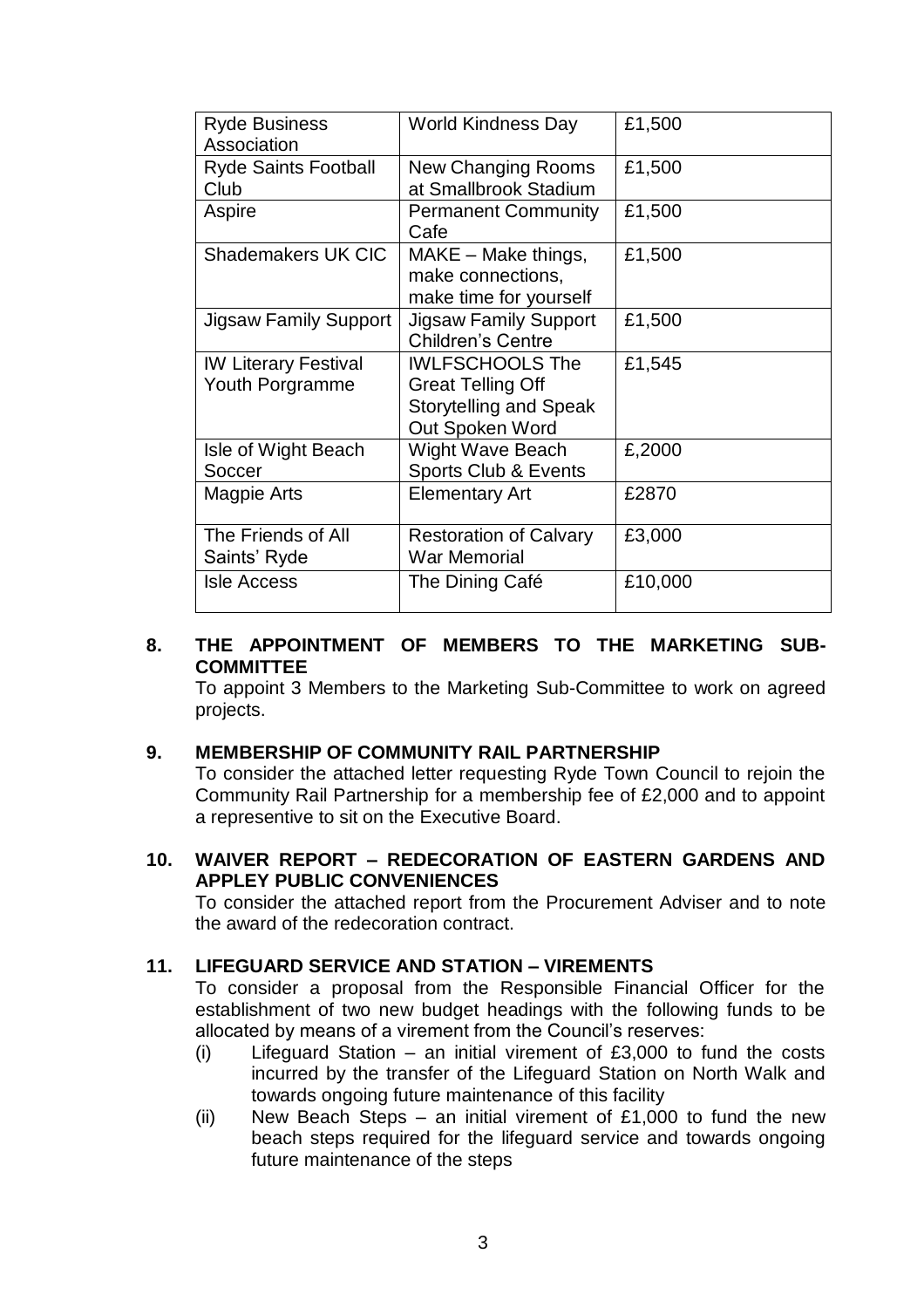| Ryde Business Association | World Kindness Day | £1,500 |
|---|---|---|
| Ryde Saints Football Club | New Changing Rooms at Smallbrook Stadium | £1,500 |
| Aspire | Permanent Community Cafe | £1,500 |
| Shademakers UK CIC | MAKE – Make things, make connections, make time for yourself | £1,500 |
| Jigsaw Family Support | Jigsaw Family Support Children's Centre | £1,500 |
| IW Literary Festival Youth Porgramme | IWLFSCHOOLS The Great Telling Off Storytelling and Speak Out Spoken Word | £1,545 |
| Isle of Wight Beach Soccer | Wight Wave Beach Sports Club & Events | £,2000 |
| Magpie Arts | Elementary Art | £2870 |
| The Friends of All Saints' Ryde | Restoration of Calvary War Memorial | £3,000 |
| Isle Access | The Dining Café | £10,000 |

**8. THE APPOINTMENT OF MEMBERS TO THE MARKETING SUB-COMMITTEE**

To appoint 3 Members to the Marketing Sub-Committee to work on agreed projects.

**9. MEMBERSHIP OF COMMUNITY RAIL PARTNERSHIP**

To consider the attached letter requesting Ryde Town Council to rejoin the Community Rail Partnership for a membership fee of £2,000 and to appoint a representive to sit on the Executive Board.

**10. WAIVER REPORT – REDECORATION OF EASTERN GARDENS AND APPLEY PUBLIC CONVENIENCES**

To consider the attached report from the Procurement Adviser and to note the award of the redecoration contract.

**11. LIFEGUARD SERVICE AND STATION – VIREMENTS**

To consider a proposal from the Responsible Financial Officer for the establishment of two new budget headings with the following funds to be allocated by means of a virement from the Council's reserves:

(i) Lifeguard Station – an initial virement of £3,000 to fund the costs incurred by the transfer of the Lifeguard Station on North Walk and towards ongoing future maintenance of this facility

(ii) New Beach Steps – an initial virement of £1,000 to fund the new beach steps required for the lifeguard service and towards ongoing future maintenance of the steps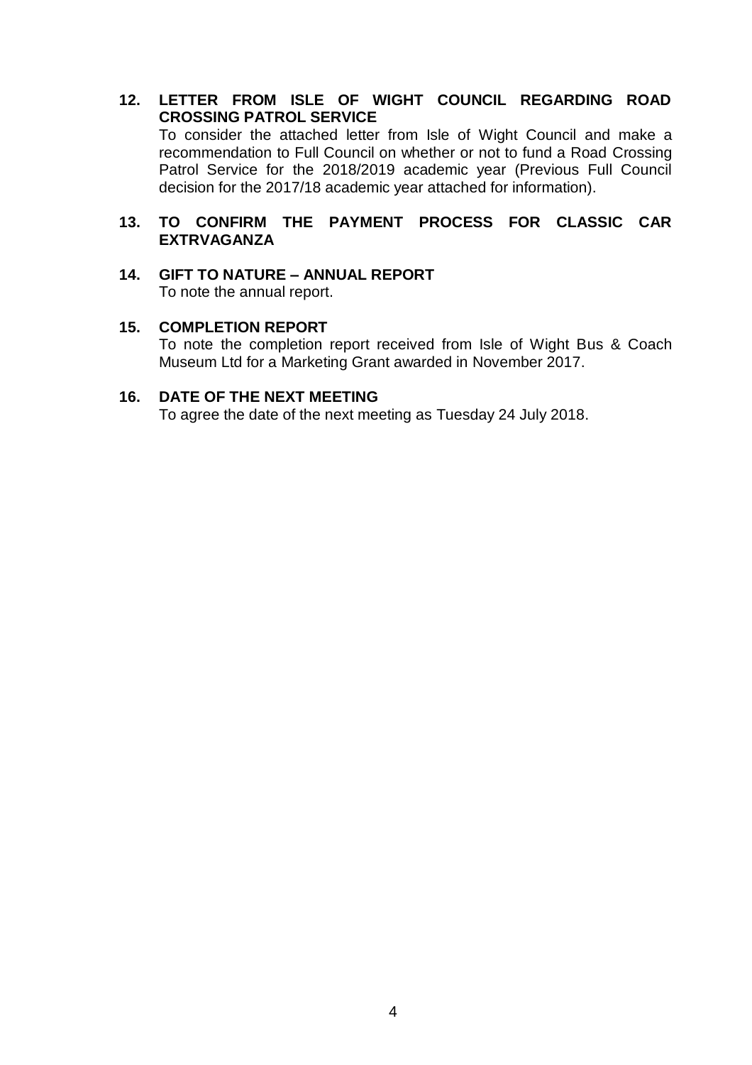**12. LETTER FROM ISLE OF WIGHT COUNCIL REGARDING ROAD CROSSING PATROL SERVICE**

To consider the attached letter from Isle of Wight Council and make a recommendation to Full Council on whether or not to fund a Road Crossing Patrol Service for the 2018/2019 academic year (Previous Full Council decision for the 2017/18 academic year attached for information).

**13. TO CONFIRM THE PAYMENT PROCESS FOR CLASSIC CAR EXTRVAGANZA**

**14. GIFT TO NATURE – ANNUAL REPORT**

To note the annual report.

**15. COMPLETION REPORT**

To note the completion report received from Isle of Wight Bus & Coach Museum Ltd for a Marketing Grant awarded in November 2017.

**16. DATE OF THE NEXT MEETING**

To agree the date of the next meeting as Tuesday 24 July 2018.